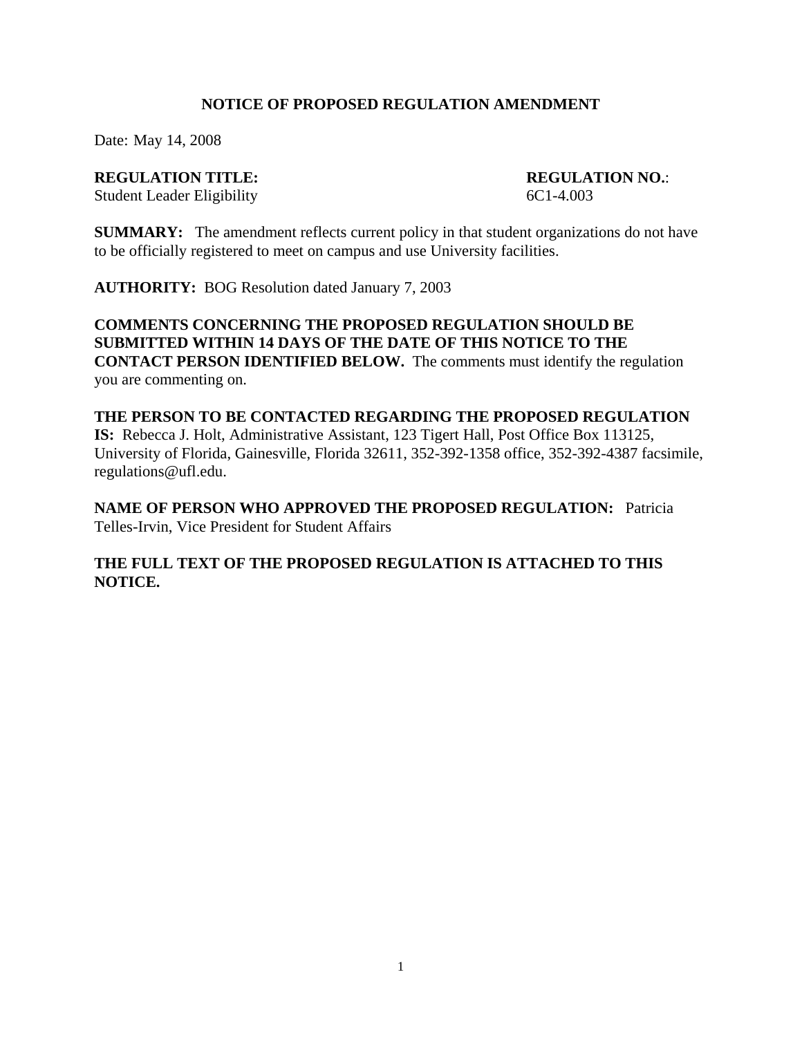# NOTICE OF PROPOSED REGULATION AMENDMENT

Date: May 14, 2008

**REGULATION TITLE:** Student Leader Eligibility

**REGULATION NO.**: 6C1-4.003

**SUMMARY:** The amendment reflects current policy in that student organizations do not have to be officially registered to meet on campus and use University facilities.

**AUTHORITY:** BOG Resolution dated January 7, 2003

**COMMENTS CONCERNING THE PROPOSED REGULATION SHOULD BE SUBMITTED WITHIN 14 DAYS OF THE DATE OF THIS NOTICE TO THE CONTACT PERSON IDENTIFIED BELOW.** The comments must identify the regulation you are commenting on.

**THE PERSON TO BE CONTACTED REGARDING THE PROPOSED REGULATION IS:** Rebecca J. Holt, Administrative Assistant, 123 Tigert Hall, Post Office Box 113125, University of Florida, Gainesville, Florida 32611, 352-392-1358 office, 352-392-4387 facsimile, regulations@ufl.edu.

**NAME OF PERSON WHO APPROVED THE PROPOSED REGULATION:** Patricia Telles-Irvin, Vice President for Student Affairs

**THE FULL TEXT OF THE PROPOSED REGULATION IS ATTACHED TO THIS NOTICE.**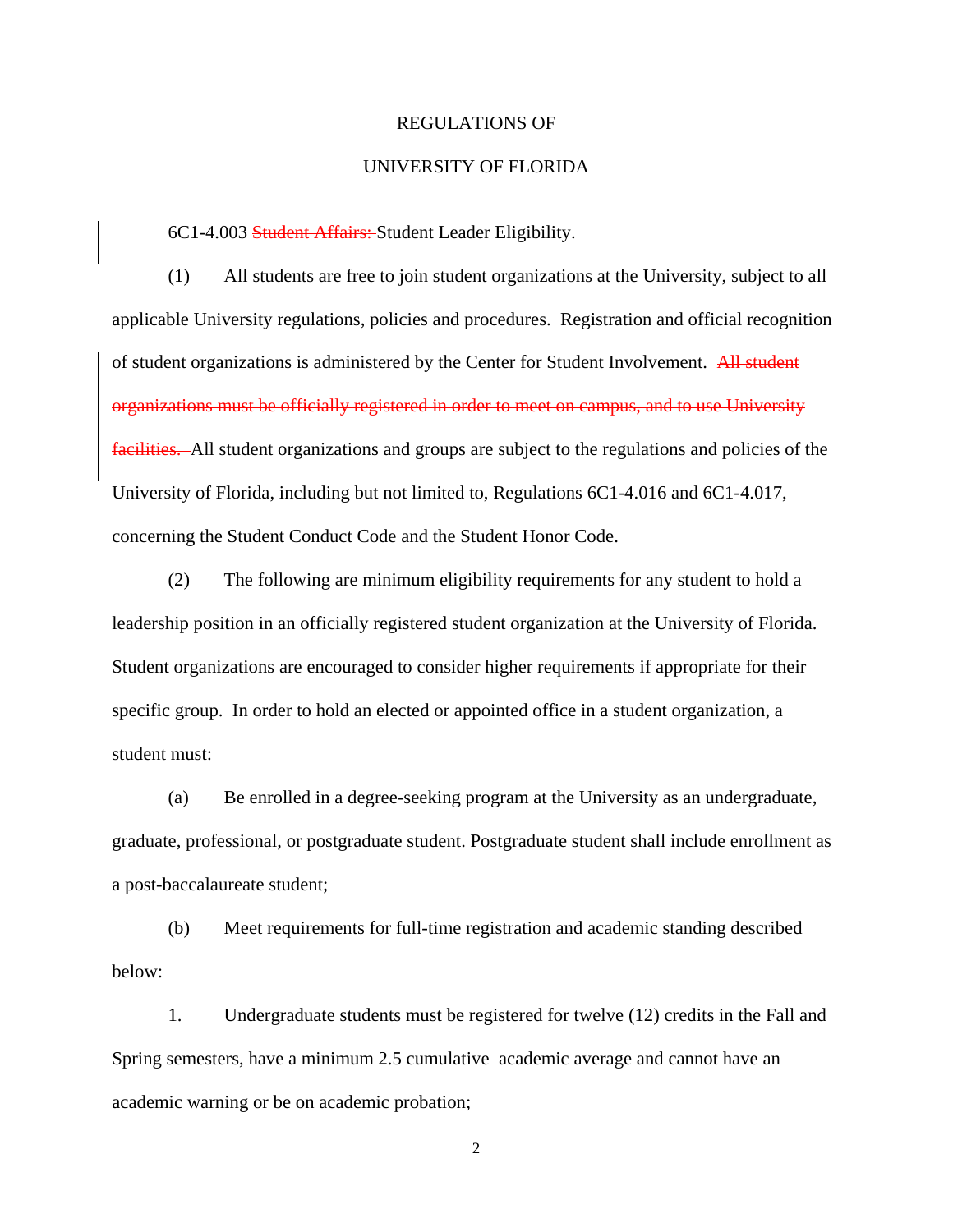REGULATIONS OF

UNIVERSITY OF FLORIDA

6C1-4.003 ~~Student Affairs:~~ Student Leader Eligibility.

(1) All students are free to join student organizations at the University, subject to all applicable University regulations, policies and procedures. Registration and official recognition of student organizations is administered by the Center for Student Involvement. ~~All student organizations must be officially registered in order to meet on campus, and to use University facilities.~~ All student organizations and groups are subject to the regulations and policies of the University of Florida, including but not limited to, Regulations 6C1-4.016 and 6C1-4.017, concerning the Student Conduct Code and the Student Honor Code.

(2) The following are minimum eligibility requirements for any student to hold a leadership position in an officially registered student organization at the University of Florida. Student organizations are encouraged to consider higher requirements if appropriate for their specific group. In order to hold an elected or appointed office in a student organization, a student must:

(a) Be enrolled in a degree-seeking program at the University as an undergraduate, graduate, professional, or postgraduate student. Postgraduate student shall include enrollment as a post-baccalaureate student;

(b) Meet requirements for full-time registration and academic standing described below:

1. Undergraduate students must be registered for twelve (12) credits in the Fall and Spring semesters, have a minimum 2.5 cumulative academic average and cannot have an academic warning or be on academic probation;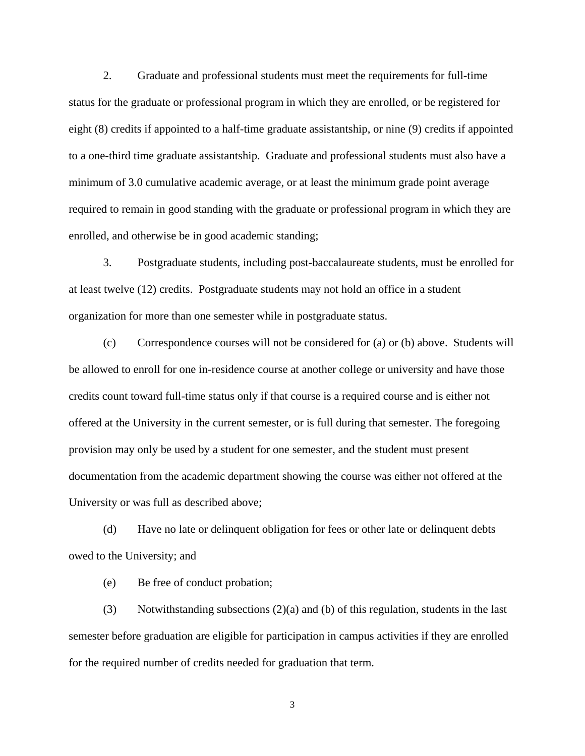2. Graduate and professional students must meet the requirements for full-time status for the graduate or professional program in which they are enrolled, or be registered for eight (8) credits if appointed to a half-time graduate assistantship, or nine (9) credits if appointed to a one-third time graduate assistantship. Graduate and professional students must also have a minimum of 3.0 cumulative academic average, or at least the minimum grade point average required to remain in good standing with the graduate or professional program in which they are enrolled, and otherwise be in good academic standing;

3. Postgraduate students, including post-baccalaureate students, must be enrolled for at least twelve (12) credits. Postgraduate students may not hold an office in a student organization for more than one semester while in postgraduate status.

(c) Correspondence courses will not be considered for (a) or (b) above. Students will be allowed to enroll for one in-residence course at another college or university and have those credits count toward full-time status only if that course is a required course and is either not offered at the University in the current semester, or is full during that semester. The foregoing provision may only be used by a student for one semester, and the student must present documentation from the academic department showing the course was either not offered at the University or was full as described above;

(d) Have no late or delinquent obligation for fees or other late or delinquent debts owed to the University; and

(e) Be free of conduct probation;

(3) Notwithstanding subsections (2)(a) and (b) of this regulation, students in the last semester before graduation are eligible for participation in campus activities if they are enrolled for the required number of credits needed for graduation that term.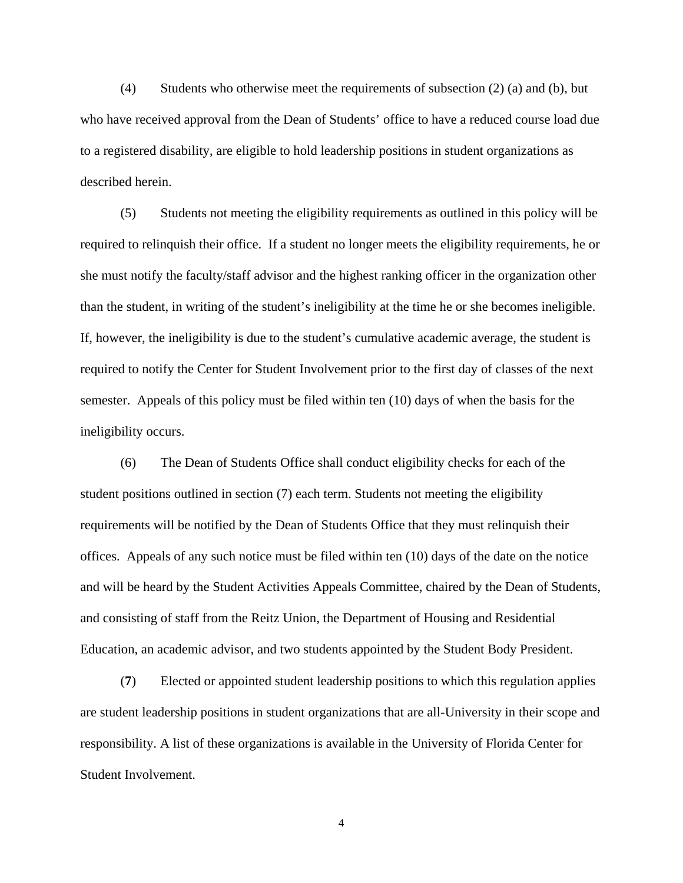(4) Students who otherwise meet the requirements of subsection (2) (a) and (b), but who have received approval from the Dean of Students' office to have a reduced course load due to a registered disability, are eligible to hold leadership positions in student organizations as described herein.

(5) Students not meeting the eligibility requirements as outlined in this policy will be required to relinquish their office. If a student no longer meets the eligibility requirements, he or she must notify the faculty/staff advisor and the highest ranking officer in the organization other than the student, in writing of the student's ineligibility at the time he or she becomes ineligible. If, however, the ineligibility is due to the student's cumulative academic average, the student is required to notify the Center for Student Involvement prior to the first day of classes of the next semester. Appeals of this policy must be filed within ten (10) days of when the basis for the ineligibility occurs.

(6) The Dean of Students Office shall conduct eligibility checks for each of the student positions outlined in section (7) each term. Students not meeting the eligibility requirements will be notified by the Dean of Students Office that they must relinquish their offices. Appeals of any such notice must be filed within ten (10) days of the date on the notice and will be heard by the Student Activities Appeals Committee, chaired by the Dean of Students, and consisting of staff from the Reitz Union, the Department of Housing and Residential Education, an academic advisor, and two students appointed by the Student Body President.

(**7**) Elected or appointed student leadership positions to which this regulation applies are student leadership positions in student organizations that are all-University in their scope and responsibility. A list of these organizations is available in the University of Florida Center for Student Involvement.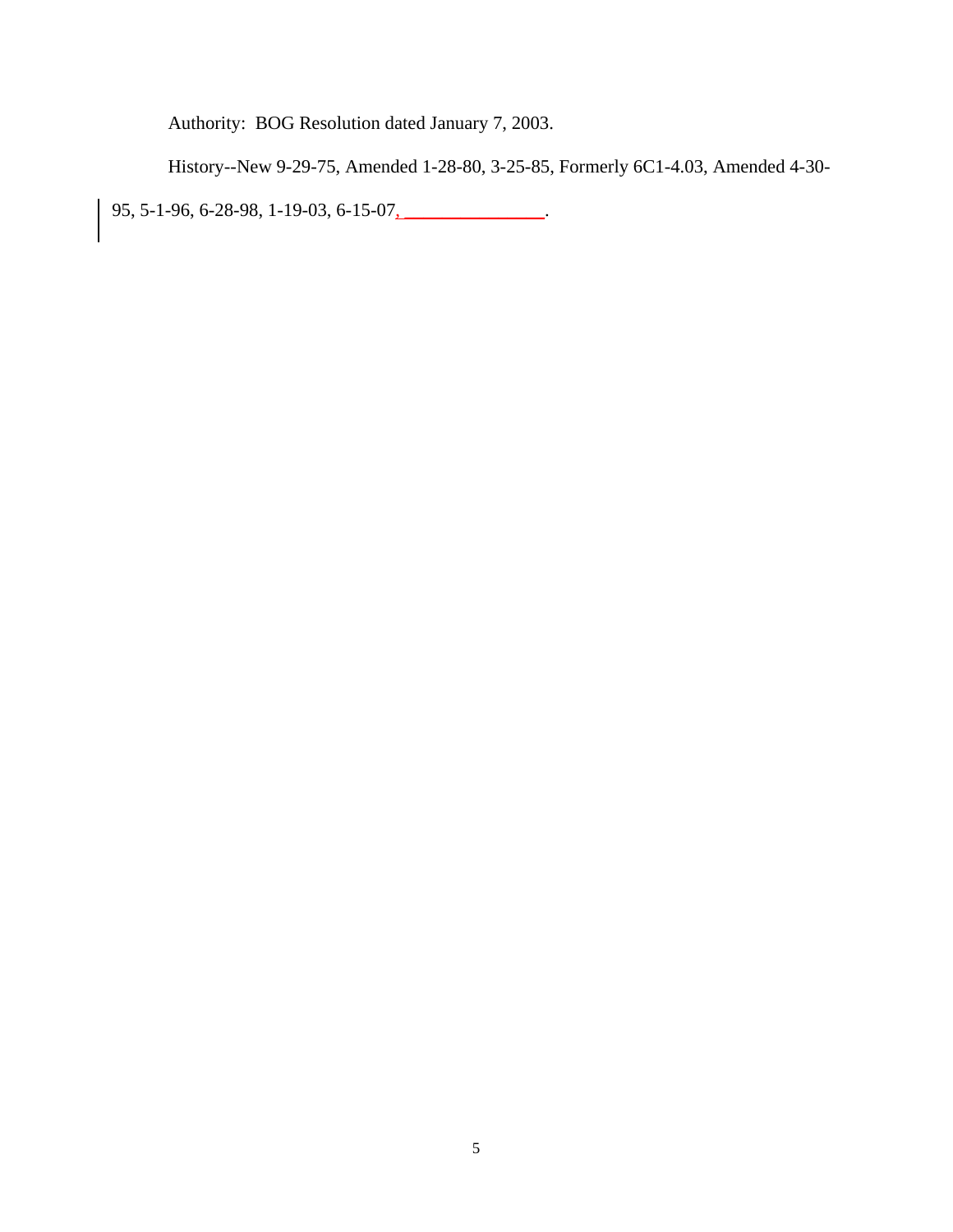Authority: BOG Resolution dated January 7, 2003.

History--New 9-29-75, Amended 1-28-80, 3-25-85, Formerly 6C1-4.03, Amended 4-30-95, 5-1-96, 6-28-98, 1-19-03, 6-15-07, ________________.